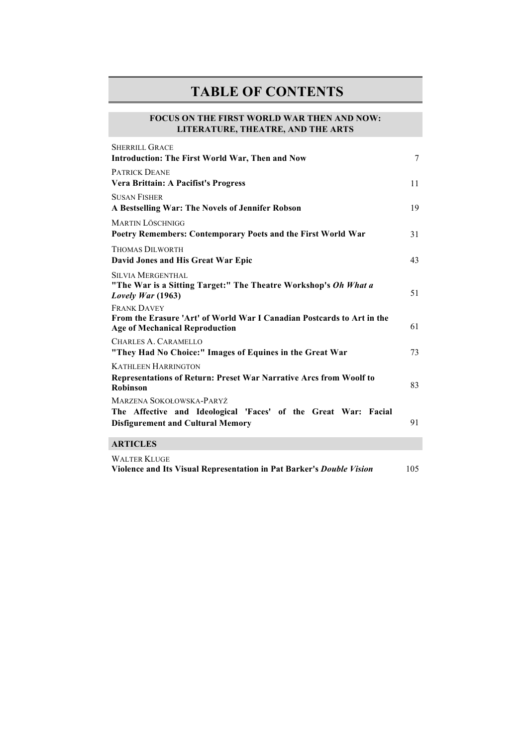# TABLE OF CONTENTS

## FOCUS ON THE FIRST WORLD WAR THEN AND NOW: LITERATURE, THEATRE, AND THE ARTS

SHERRILL GRACE
**Introduction: The First World War, Then and Now** 7

PATRICK DEANE
**Vera Brittain: A Pacifist's Progress** 11

SUSAN FISHER
**A Bestselling War: The Novels of Jennifer Robson** 19

MARTIN LÖSCHNIGG
**Poetry Remembers: Contemporary Poets and the First World War** 31

THOMAS DILWORTH
**David Jones and His Great War Epic** 43

SILVIA MERGENTHAL
**"The War is a Sitting Target:" The Theatre Workshop's *Oh What a Lovely War* (1963)** 51

FRANK DAVEY
**From the Erasure 'Art' of World War I Canadian Postcards to Art in the Age of Mechanical Reproduction** 61

CHARLES A. CARAMELLO
**"They Had No Choice:" Images of Equines in the Great War** 73

KATHLEEN HARRINGTON
**Representations of Return: Preset War Narrative Arcs from Woolf to Robinson** 83

MARZENA SOKOŁOWSKA-PARYŻ
**The Affective and Ideological 'Faces' of the Great War: Facial Disfigurement and Cultural Memory** 91

## ARTICLES

WALTER KLUGE
**Violence and Its Visual Representation in Pat Barker's *Double Vision*** 105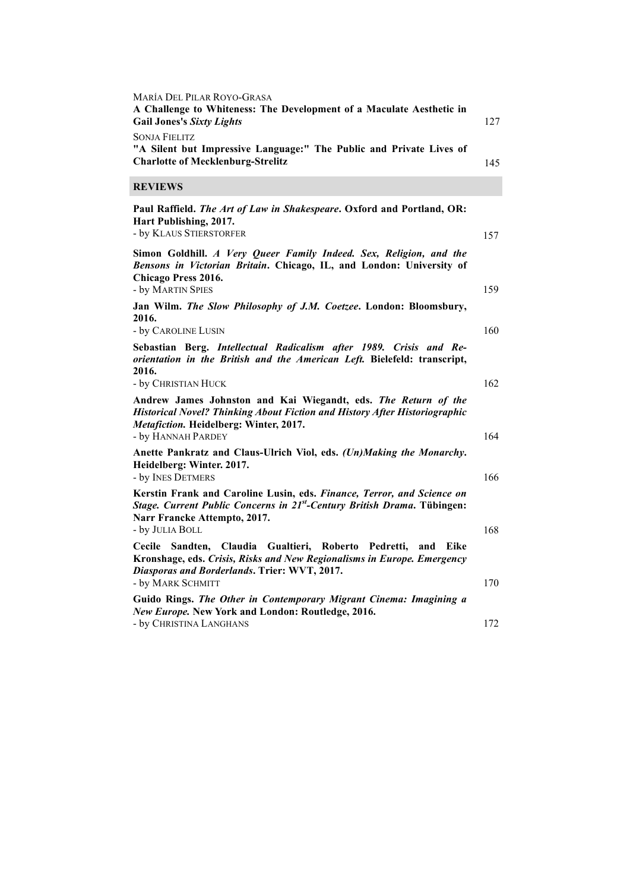MARÍA DEL PILAR ROYO-GRASA
**A Challenge to Whiteness: The Development of a Maculate Aesthetic in Gail Jones's *Sixty Lights*** 127

SONJA FIELITZ
**"A Silent but Impressive Language:" The Public and Private Lives of Charlotte of Mecklenburg-Strelitz** 145

## REVIEWS

**Paul Raffield. *The Art of Law in Shakespeare*. Oxford and Portland, OR: Hart Publishing, 2017.**
- by KLAUS STIERSTORFER 157

**Simon Goldhill. *A Very Queer Family Indeed. Sex, Religion, and the Bensons in Victorian Britain*. Chicago, IL, and London: University of Chicago Press 2016.**
- by MARTIN SPIES 159

**Jan Wilm. *The Slow Philosophy of J.M. Coetzee*. London: Bloomsbury, 2016.**
- by CAROLINE LUSIN 160

**Sebastian Berg. *Intellectual Radicalism after 1989. Crisis and Re-orientation in the British and the American Left.* Bielefeld: transcript, 2016.**
- by CHRISTIAN HUCK 162

**Andrew James Johnston and Kai Wiegandt, eds. *The Return of the Historical Novel? Thinking About Fiction and History After Historiographic Metafiction.* Heidelberg: Winter, 2017.**
- by HANNAH PARDEY 164

**Anette Pankratz and Claus-Ulrich Viol, eds. *(Un)Making the Monarchy*. Heidelberg: Winter. 2017.**
- by INES DETMERS 166

**Kerstin Frank and Caroline Lusin, eds. *Finance, Terror, and Science on Stage. Current Public Concerns in 21st-Century British Drama*. Tübingen: Narr Francke Attempto, 2017.**
- by JULIA BOLL 168

**Cecile Sandten, Claudia Gualtieri, Roberto Pedretti, and Eike Kronshage, eds. *Crisis, Risks and New Regionalisms in Europe. Emergency Diasporas and Borderlands*. Trier: WVT, 2017.**
- by MARK SCHMITT 170

**Guido Rings. *The Other in Contemporary Migrant Cinema: Imagining a New Europe.* New York and London: Routledge, 2016.**
- by CHRISTINA LANGHANS 172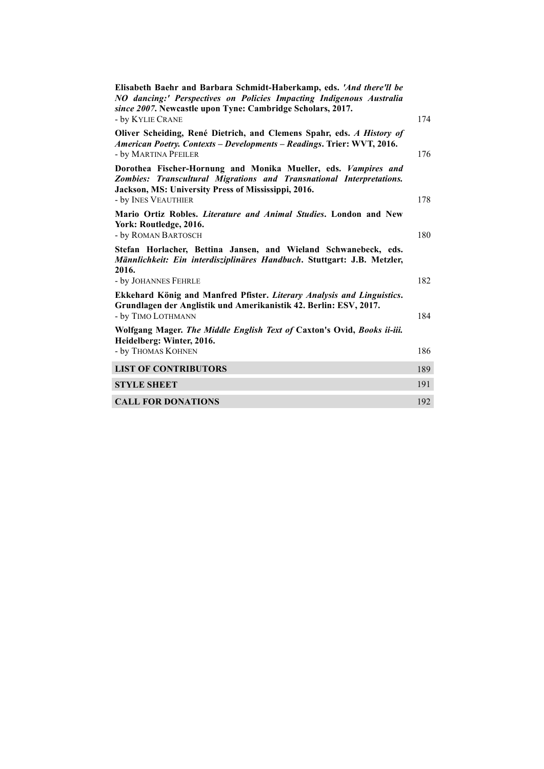**Elisabeth Baehr and Barbara Schmidt-Haberkamp, eds. *'And there'll be NO dancing:' Perspectives on Policies Impacting Indigenous Australia since 2007*. Newcastle upon Tyne: Cambridge Scholars, 2017.**
- by KYLIE CRANE 174

**Oliver Scheiding, René Dietrich, and Clemens Spahr, eds. *A History of American Poetry. Contexts – Developments – Readings*. Trier: WVT, 2016.**
- by MARTINA PFEILER 176

**Dorothea Fischer-Hornung and Monika Mueller, eds. *Vampires and Zombies: Transcultural Migrations and Transnational Interpretations.* Jackson, MS: University Press of Mississippi, 2016.**
- by INES VEAUTHIER 178

**Mario Ortiz Robles. *Literature and Animal Studies*. London and New York: Routledge, 2016.**
- by ROMAN BARTOSCH 180

**Stefan Horlacher, Bettina Jansen, and Wieland Schwanebeck, eds. *Männlichkeit: Ein interdisziplinäres Handbuch*. Stuttgart: J.B. Metzler, 2016.**
- by JOHANNES FEHRLE 182

**Ekkehard König and Manfred Pfister. *Literary Analysis and Linguistics*. Grundlagen der Anglistik und Amerikanistik 42. Berlin: ESV, 2017.**
- by TIMO LOTHMANN 184

**Wolfgang Mager. *The Middle English Text of* Caxton's Ovid, *Books ii-iii.* Heidelberg: Winter, 2016.**
- by THOMAS KOHNEN 186

**LIST OF CONTRIBUTORS** 189

**STYLE SHEET** 191

**CALL FOR DONATIONS** 192